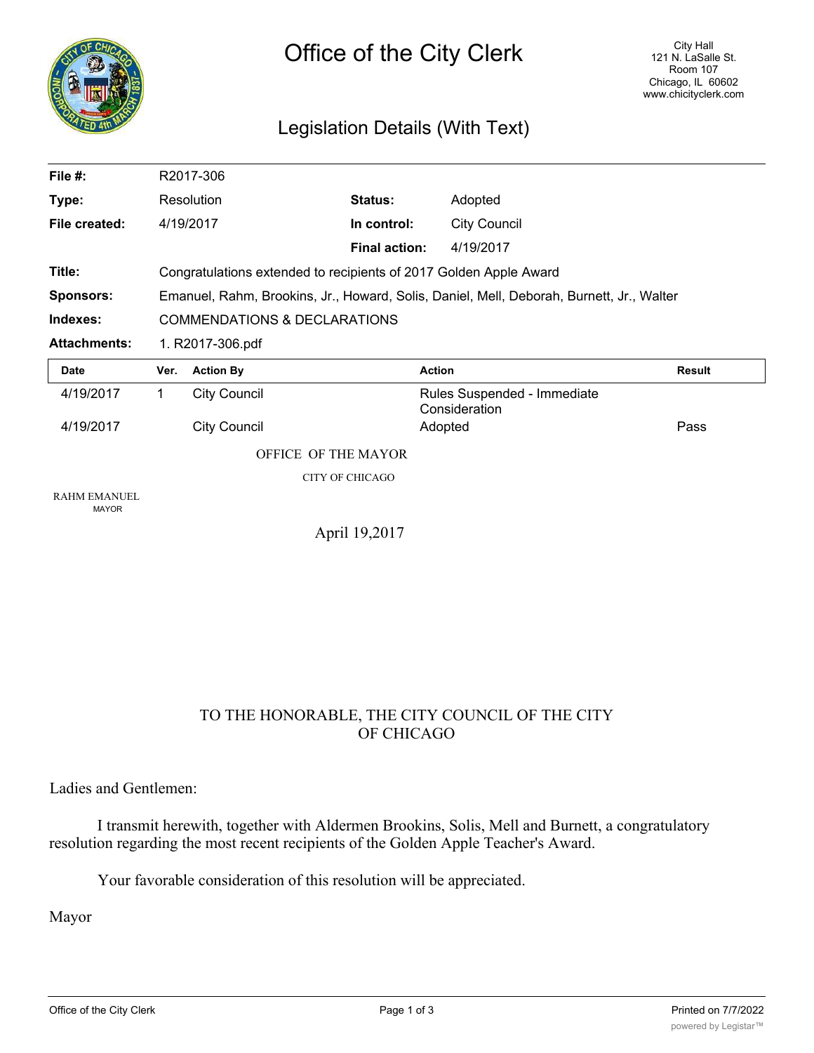# Office of the City Clerk

City Hall
121 N. LaSalle St.
Room 107
Chicago, IL 60602
www.chicityclerk.com

## Legislation Details (With Text)

| | | | |
|---|---|---|---|
| **File #:** | R2017-306 | | |
| **Type:** | Resolution | **Status:** | Adopted |
| **File created:** | 4/19/2017 | **In control:** | City Council |
| | | **Final action:** | 4/19/2017 |

**Title:** Congratulations extended to recipients of 2017 Golden Apple Award

**Sponsors:** Emanuel, Rahm, Brookins, Jr., Howard, Solis, Daniel, Mell, Deborah, Burnett, Jr., Walter

**Indexes:** COMMENDATIONS & DECLARATIONS

**Attachments:** 1. R2017-306.pdf

| Date | Ver. | Action By | Action | Result |
|---|---|---|---|---|
| 4/19/2017 | 1 | City Council | Rules Suspended - Immediate Consideration | |
| 4/19/2017 | | City Council | Adopted | Pass |

OFFICE OF THE MAYOR

CITY OF CHICAGO

RAHM EMANUEL
MAYOR

April 19,2017

TO THE HONORABLE, THE CITY COUNCIL OF THE CITY OF CHICAGO

Ladies and Gentlemen:

I transmit herewith, together with Aldermen Brookins, Solis, Mell and Burnett, a congratulatory resolution regarding the most recent recipients of the Golden Apple Teacher's Award.

Your favorable consideration of this resolution will be appreciated.

Mayor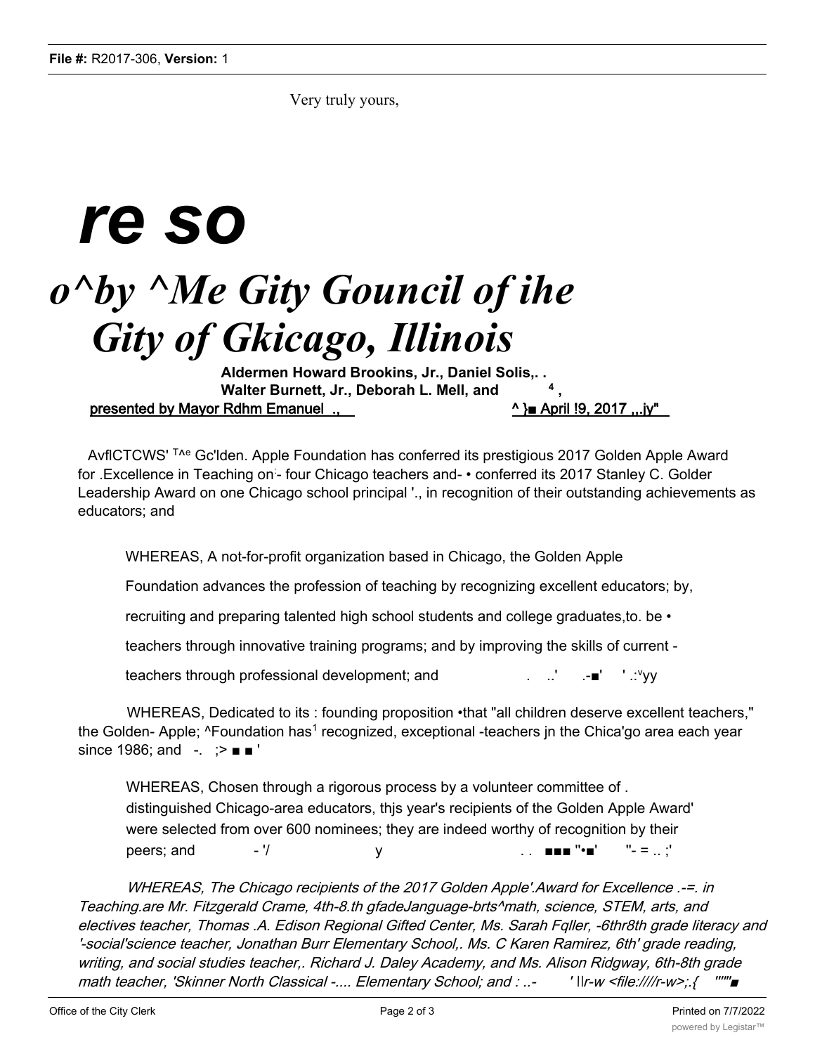Very truly yours,

# re so

# o^by ^Me Gity Gouncil of ihe Gity of Gkicago, Illinois

**Aldermen Howard Brookins, Jr., Daniel Solis,. . Walter Burnett, Jr., Deborah L. Mell, and [4] ,**

**presented by Mayor Rdhm Emanuel .,** **^ }■ April !9, 2017 ,,.jy"**

AvflCTCWS' T^e Gc'lden. Apple Foundation has conferred its prestigious 2017 Golden Apple Award for .Excellence in Teaching on- four Chicago teachers and- • conferred its 2017 Stanley C. Golder Leadership Award on one Chicago school principal '., in recognition of their outstanding achievements as educators; and

WHEREAS, A not-for-profit organization based in Chicago, the Golden Apple Foundation advances the profession of teaching by recognizing excellent educators; by, recruiting and preparing talented high school students and college graduates,to. be • teachers through innovative training programs; and by improving the skills of current - teachers through professional development; and . ..' .-■' ' .:ᵛyy

WHEREAS, Dedicated to its : founding proposition •that "all children deserve excellent teachers," the Golden- Apple; ^Foundation has[1] recognized, exceptional -teachers jn the Chica'go area each year since 1986; and -. ;> ■ ■ '

WHEREAS, Chosen through a rigorous process by a volunteer committee of . distinguished Chicago-area educators, thjs year's recipients of the Golden Apple Award' were selected from over 600 nominees; they are indeed worthy of recognition by their peers; and - '/ y . . ■■■ "•■' "- = .. ;'

*WHEREAS, The Chicago recipients of the 2017 Golden Apple'.Award for Excellence .-=. in Teaching.are Mr. Fitzgerald Crame, 4th-8.th gfadeJanguage-brts^math, science, STEM, arts, and electives teacher, Thomas .A. Edison Regional Gifted Center, Ms. Sarah Fqller, -6thr8th grade literacy and '-social'science teacher, Jonathan Burr Elementary School,. Ms. C Karen Ramirez, 6th' grade reading, writing, and social studies teacher,. Richard J. Daley Academy, and Ms. Alison Ridgway, 6th-8th grade math teacher, 'Skinner North Classical -.... Elementary School; and : ..- ' ||r-w <file:////r-w>;.{ """■*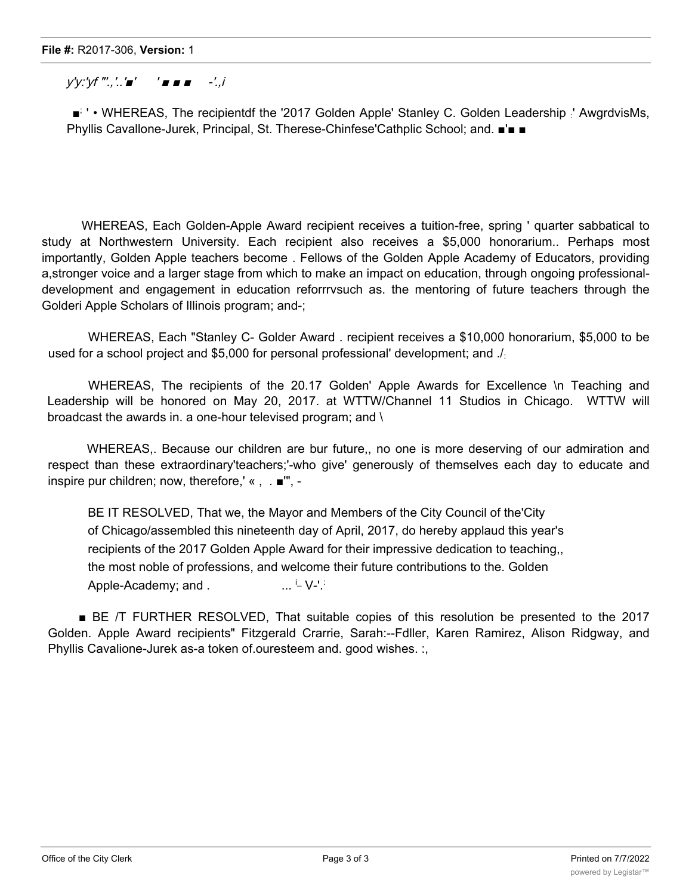y'y:'yf "'.,'..'■' ' ■ ■ ■ -'.,i

■; ' • WHEREAS, The recipientdf the '2017 Golden Apple' Stanley C. Golden Leadership ;' AwgrdvisMs, Phyllis Cavallone-Jurek, Principal, St. Therese-Chinfese'Cathplic School; and. ■'■ ■

WHEREAS, Each Golden-Apple Award recipient receives a tuition-free, spring ' quarter sabbatical to study at Northwestern University. Each recipient also receives a $5,000 honorarium.. Perhaps most importantly, Golden Apple teachers become . Fellows of the Golden Apple Academy of Educators, providing a,stronger voice and a larger stage from which to make an impact on education, through ongoing professional-development and engagement in education reforrrvsuch as. the mentoring of future teachers through the Golderi Apple Scholars of Illinois program; and-;

WHEREAS, Each "Stanley C- Golder Award . recipient receives a $10,000 honorarium, $5,000 to be used for a school project and $5,000 for personal professional' development; and ./;

WHEREAS, The recipients of the 20.17 Golden' Apple Awards for Excellence \n Teaching and Leadership will be honored on May 20, 2017. at WTTW/Channel 11 Studios in Chicago. WTTW will broadcast the awards in. a one-hour televised program; and \

WHEREAS,. Because our children are bur future,, no one is more deserving of our admiration and respect than these extraordinary'teachers;'-who give' generously of themselves each day to educate and inspire pur children; now, therefore,' « , . ■'", -

BE IT RESOLVED, That we, the Mayor and Members of the City Council of the'City of Chicago/assembled this nineteenth day of April, 2017, do hereby applaud this year's recipients of the 2017 Golden Apple Award for their impressive dedication to teaching,, the most noble of professions, and welcome their future contributions to the. Golden Apple-Academy; and . ... i_ V-'.:

■ BE /T FURTHER RESOLVED, That suitable copies of this resolution be presented to the 2017 Golden. Apple Award recipients" Fitzgerald Crarrie, Sarah:--Fdller, Karen Ramirez, Alison Ridgway, and Phyllis Cavalione-Jurek as-a token of.ouresteem and. good wishes. :,